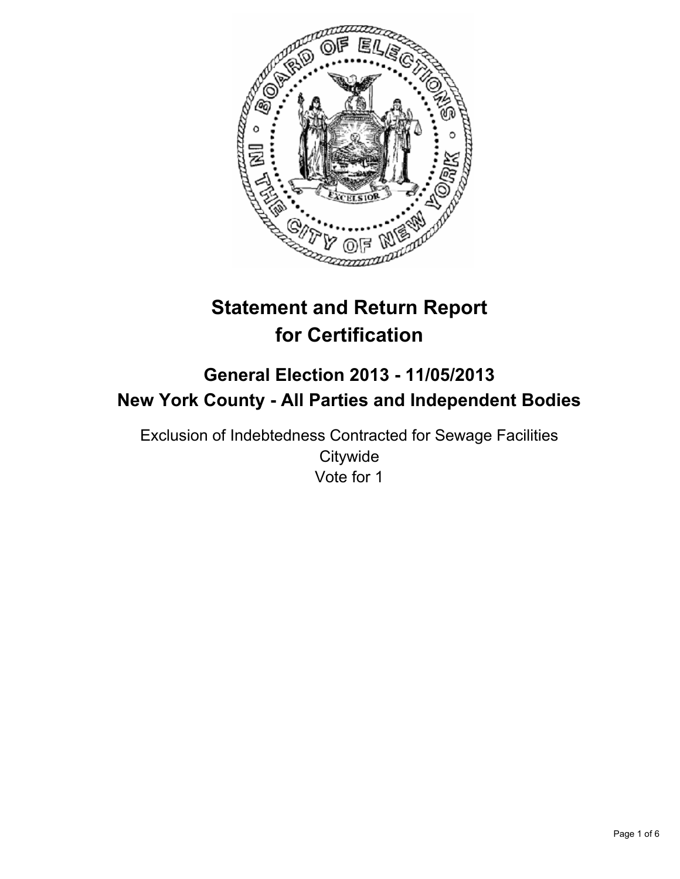# Statement and Return Report for Certification

## General Election 2013 - 11/05/2013
## New York County - All Parties and Independent Bodies

Exclusion of Indebtedness Contracted for Sewage Facilities
Citywide
Vote for 1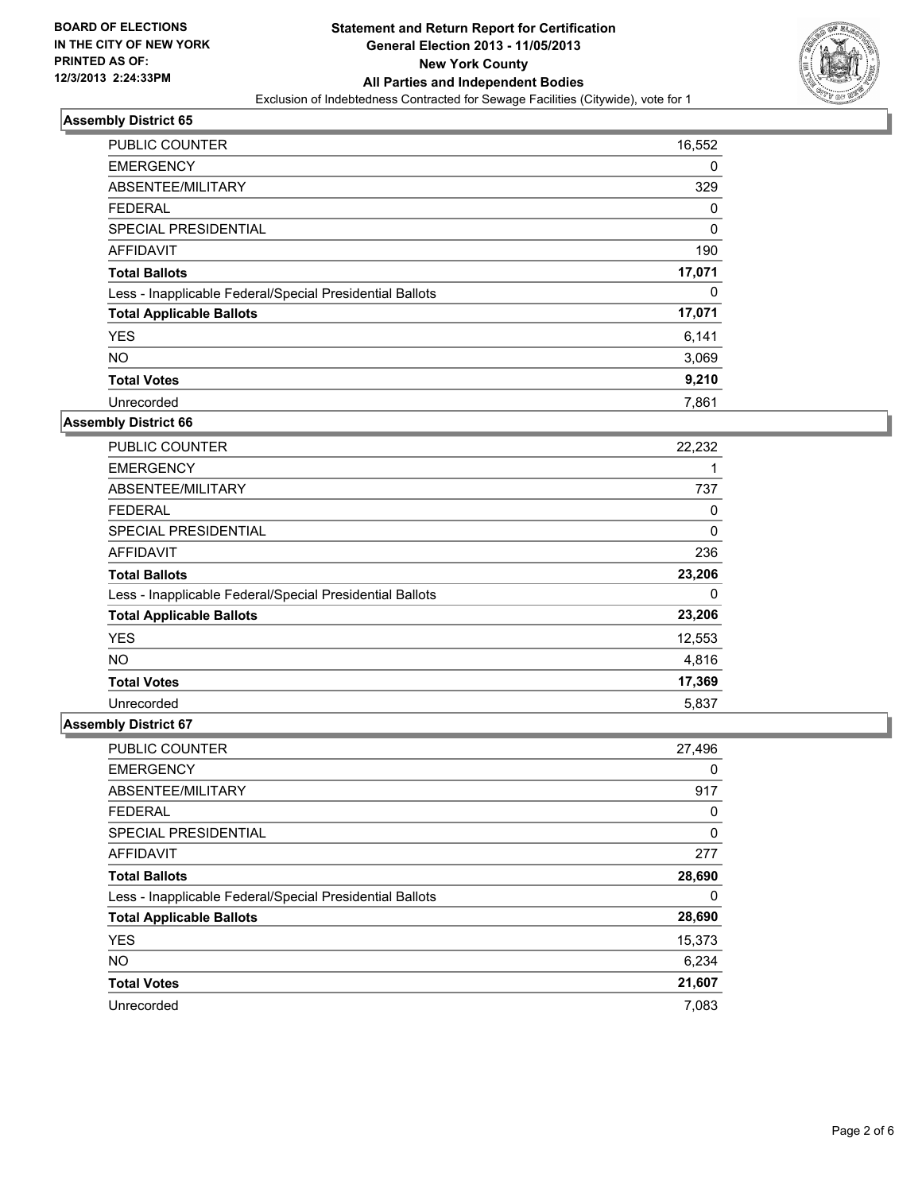**Statement and Return Report for Certification**
**General Election 2013 - 11/05/2013**
**New York County**
**All Parties and Independent Bodies**
Exclusion of Indebtedness Contracted for Sewage Facilities (Citywide), vote for 1

BOARD OF ELECTIONS
IN THE CITY OF NEW YORK
PRINTED AS OF:
12/3/2013 2:24:33PM

### Assembly District 65

| | |
|---|---|
| PUBLIC COUNTER | 16,552 |
| EMERGENCY | 0 |
| ABSENTEE/MILITARY | 329 |
| FEDERAL | 0 |
| SPECIAL PRESIDENTIAL | 0 |
| AFFIDAVIT | 190 |
| **Total Ballots** | **17,071** |
| Less - Inapplicable Federal/Special Presidential Ballots | 0 |
| **Total Applicable Ballots** | **17,071** |
| YES | 6,141 |
| NO | 3,069 |
| **Total Votes** | **9,210** |
| Unrecorded | 7,861 |

### Assembly District 66

| | |
|---|---|
| PUBLIC COUNTER | 22,232 |
| EMERGENCY | 1 |
| ABSENTEE/MILITARY | 737 |
| FEDERAL | 0 |
| SPECIAL PRESIDENTIAL | 0 |
| AFFIDAVIT | 236 |
| **Total Ballots** | **23,206** |
| Less - Inapplicable Federal/Special Presidential Ballots | 0 |
| **Total Applicable Ballots** | **23,206** |
| YES | 12,553 |
| NO | 4,816 |
| **Total Votes** | **17,369** |
| Unrecorded | 5,837 |

### Assembly District 67

| | |
|---|---|
| PUBLIC COUNTER | 27,496 |
| EMERGENCY | 0 |
| ABSENTEE/MILITARY | 917 |
| FEDERAL | 0 |
| SPECIAL PRESIDENTIAL | 0 |
| AFFIDAVIT | 277 |
| **Total Ballots** | **28,690** |
| Less - Inapplicable Federal/Special Presidential Ballots | 0 |
| **Total Applicable Ballots** | **28,690** |
| YES | 15,373 |
| NO | 6,234 |
| **Total Votes** | **21,607** |
| Unrecorded | 7,083 |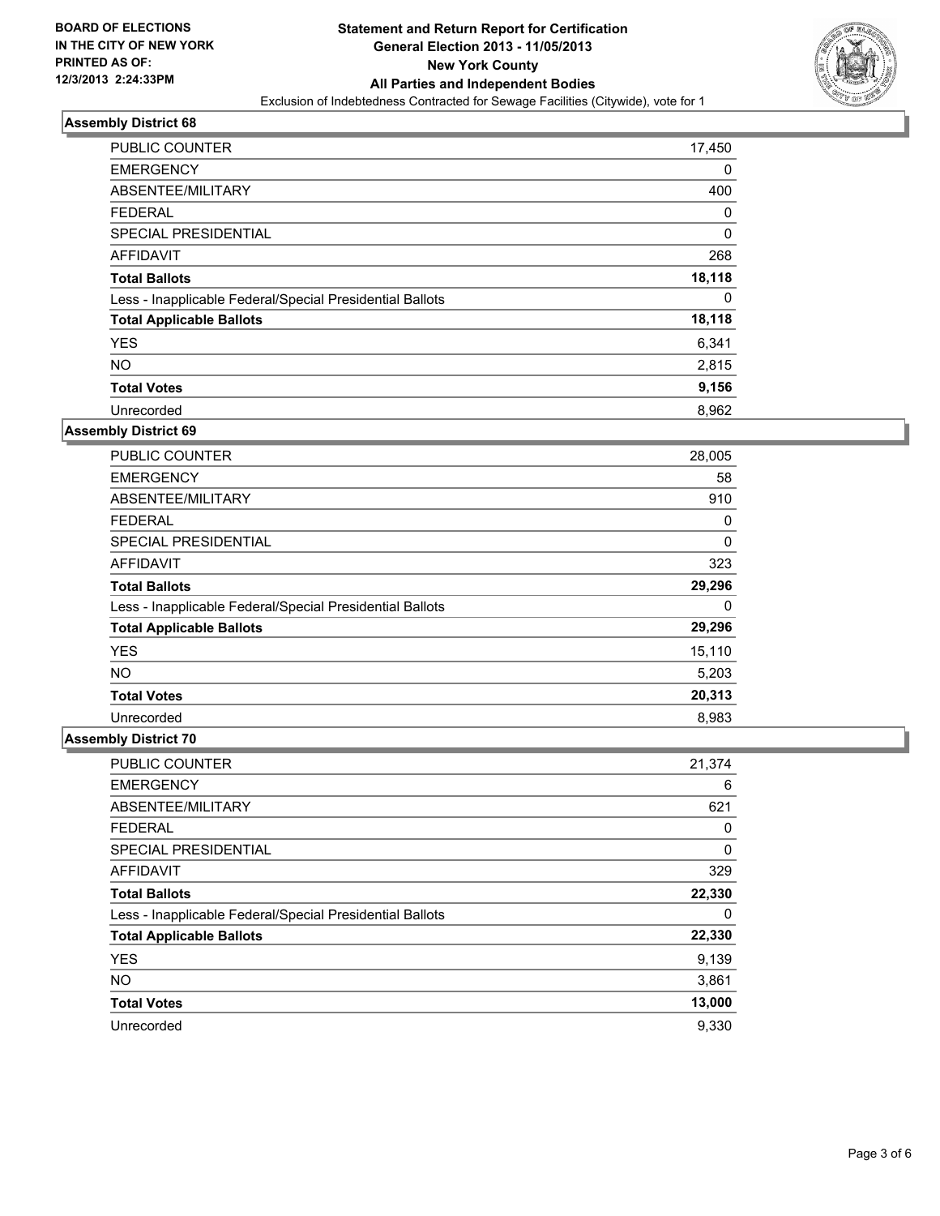BOARD OF ELECTIONS
IN THE CITY OF NEW YORK
PRINTED AS OF:
12/3/2013 2:24:33PM

**Statement and Return Report for Certification**
**General Election 2013 - 11/05/2013**
**New York County**
**All Parties and Independent Bodies**
Exclusion of Indebtedness Contracted for Sewage Facilities (Citywide), vote for 1

### Assembly District 68

| | |
|---|---|
| PUBLIC COUNTER | 17,450 |
| EMERGENCY | 0 |
| ABSENTEE/MILITARY | 400 |
| FEDERAL | 0 |
| SPECIAL PRESIDENTIAL | 0 |
| AFFIDAVIT | 268 |
| **Total Ballots** | **18,118** |
| Less - Inapplicable Federal/Special Presidential Ballots | 0 |
| **Total Applicable Ballots** | **18,118** |
| YES | 6,341 |
| NO | 2,815 |
| **Total Votes** | **9,156** |
| Unrecorded | 8,962 |

### Assembly District 69

| | |
|---|---|
| PUBLIC COUNTER | 28,005 |
| EMERGENCY | 58 |
| ABSENTEE/MILITARY | 910 |
| FEDERAL | 0 |
| SPECIAL PRESIDENTIAL | 0 |
| AFFIDAVIT | 323 |
| **Total Ballots** | **29,296** |
| Less - Inapplicable Federal/Special Presidential Ballots | 0 |
| **Total Applicable Ballots** | **29,296** |
| YES | 15,110 |
| NO | 5,203 |
| **Total Votes** | **20,313** |
| Unrecorded | 8,983 |

### Assembly District 70

| | |
|---|---|
| PUBLIC COUNTER | 21,374 |
| EMERGENCY | 6 |
| ABSENTEE/MILITARY | 621 |
| FEDERAL | 0 |
| SPECIAL PRESIDENTIAL | 0 |
| AFFIDAVIT | 329 |
| **Total Ballots** | **22,330** |
| Less - Inapplicable Federal/Special Presidential Ballots | 0 |
| **Total Applicable Ballots** | **22,330** |
| YES | 9,139 |
| NO | 3,861 |
| **Total Votes** | **13,000** |
| Unrecorded | 9,330 |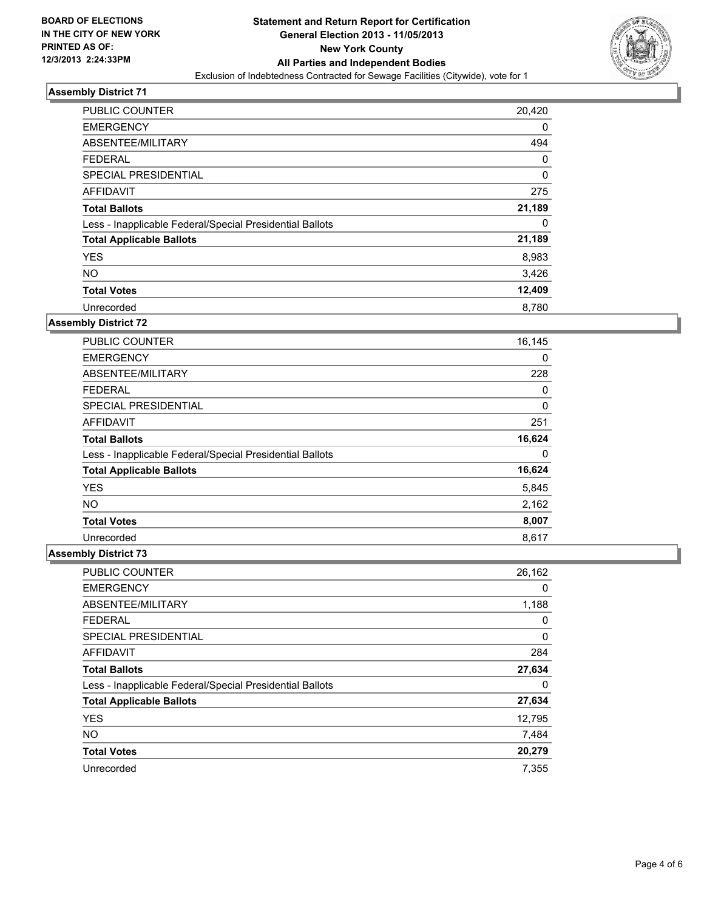**BOARD OF ELECTIONS IN THE CITY OF NEW YORK PRINTED AS OF: 12/3/2013 2:24:33PM**

# Statement and Return Report for Certification
## General Election 2013 - 11/05/2013
## New York County
## All Parties and Independent Bodies
### Exclusion of Indebtedness Contracted for Sewage Facilities (Citywide), vote for 1

### Assembly District 71

| | |
|---|---|
| PUBLIC COUNTER | 20,420 |
| EMERGENCY | 0 |
| ABSENTEE/MILITARY | 494 |
| FEDERAL | 0 |
| SPECIAL PRESIDENTIAL | 0 |
| AFFIDAVIT | 275 |
| **Total Ballots** | **21,189** |
| Less - Inapplicable Federal/Special Presidential Ballots | 0 |
| **Total Applicable Ballots** | **21,189** |
| YES | 8,983 |
| NO | 3,426 |
| **Total Votes** | **12,409** |
| Unrecorded | 8,780 |

### Assembly District 72

| | |
|---|---|
| PUBLIC COUNTER | 16,145 |
| EMERGENCY | 0 |
| ABSENTEE/MILITARY | 228 |
| FEDERAL | 0 |
| SPECIAL PRESIDENTIAL | 0 |
| AFFIDAVIT | 251 |
| **Total Ballots** | **16,624** |
| Less - Inapplicable Federal/Special Presidential Ballots | 0 |
| **Total Applicable Ballots** | **16,624** |
| YES | 5,845 |
| NO | 2,162 |
| **Total Votes** | **8,007** |
| Unrecorded | 8,617 |

### Assembly District 73

| | |
|---|---|
| PUBLIC COUNTER | 26,162 |
| EMERGENCY | 0 |
| ABSENTEE/MILITARY | 1,188 |
| FEDERAL | 0 |
| SPECIAL PRESIDENTIAL | 0 |
| AFFIDAVIT | 284 |
| **Total Ballots** | **27,634** |
| Less - Inapplicable Federal/Special Presidential Ballots | 0 |
| **Total Applicable Ballots** | **27,634** |
| YES | 12,795 |
| NO | 7,484 |
| **Total Votes** | **20,279** |
| Unrecorded | 7,355 |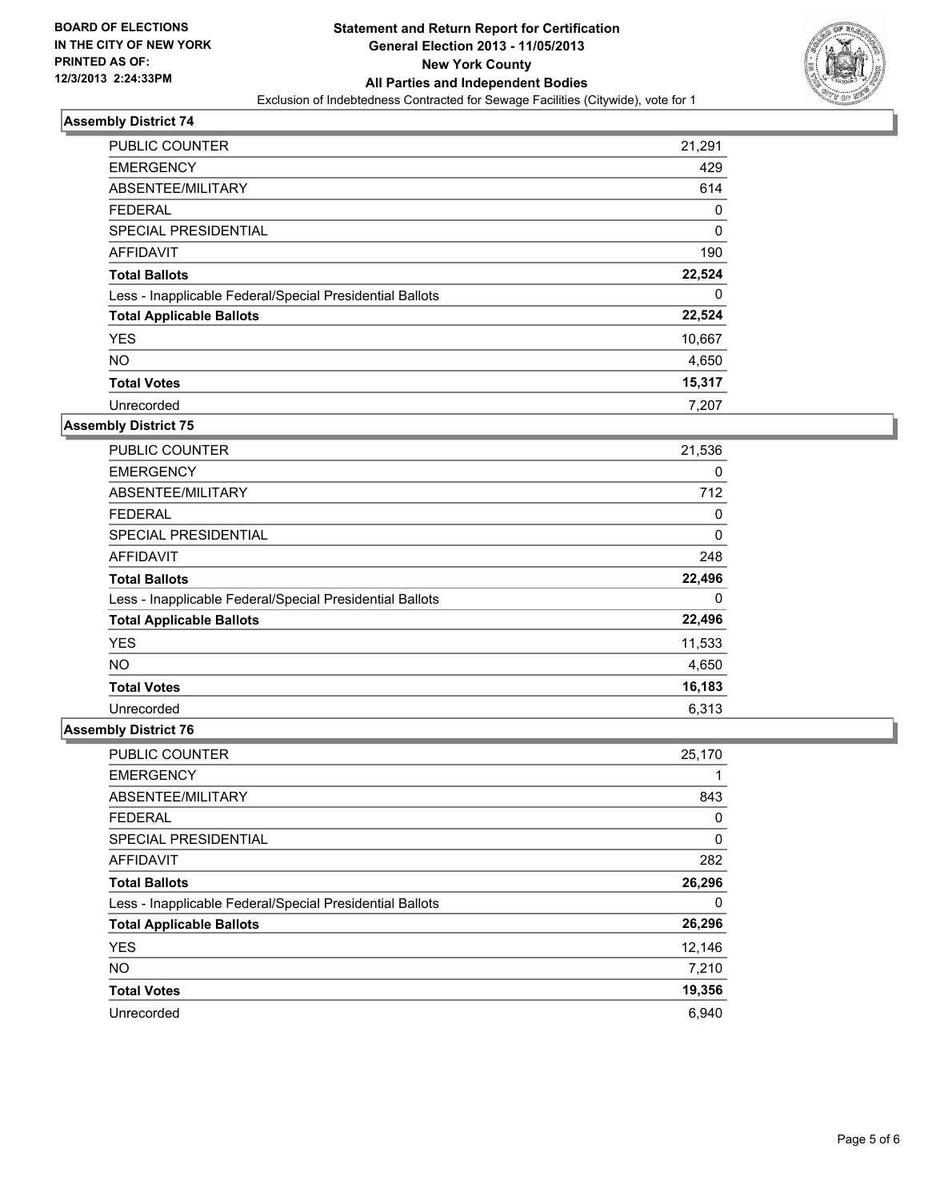**BOARD OF ELECTIONS IN THE CITY OF NEW YORK PRINTED AS OF: 12/3/2013 2:24:33PM**

# Statement and Return Report for Certification General Election 2013 - 11/05/2013 New York County All Parties and Independent Bodies

Exclusion of Indebtedness Contracted for Sewage Facilities (Citywide), vote for 1

## Assembly District 74

| | |
|---|---|
| PUBLIC COUNTER | 21,291 |
| EMERGENCY | 429 |
| ABSENTEE/MILITARY | 614 |
| FEDERAL | 0 |
| SPECIAL PRESIDENTIAL | 0 |
| AFFIDAVIT | 190 |
| **Total Ballots** | **22,524** |
| Less - Inapplicable Federal/Special Presidential Ballots | 0 |
| **Total Applicable Ballots** | **22,524** |
| YES | 10,667 |
| NO | 4,650 |
| **Total Votes** | **15,317** |
| Unrecorded | 7,207 |

## Assembly District 75

| | |
|---|---|
| PUBLIC COUNTER | 21,536 |
| EMERGENCY | 0 |
| ABSENTEE/MILITARY | 712 |
| FEDERAL | 0 |
| SPECIAL PRESIDENTIAL | 0 |
| AFFIDAVIT | 248 |
| **Total Ballots** | **22,496** |
| Less - Inapplicable Federal/Special Presidential Ballots | 0 |
| **Total Applicable Ballots** | **22,496** |
| YES | 11,533 |
| NO | 4,650 |
| **Total Votes** | **16,183** |
| Unrecorded | 6,313 |

## Assembly District 76

| | |
|---|---|
| PUBLIC COUNTER | 25,170 |
| EMERGENCY | 1 |
| ABSENTEE/MILITARY | 843 |
| FEDERAL | 0 |
| SPECIAL PRESIDENTIAL | 0 |
| AFFIDAVIT | 282 |
| **Total Ballots** | **26,296** |
| Less - Inapplicable Federal/Special Presidential Ballots | 0 |
| **Total Applicable Ballots** | **26,296** |
| YES | 12,146 |
| NO | 7,210 |
| **Total Votes** | **19,356** |
| Unrecorded | 6,940 |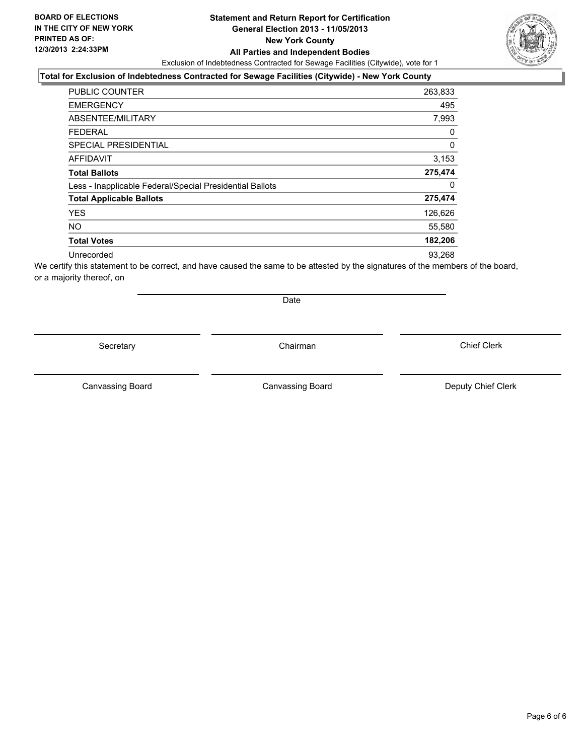**BOARD OF ELECTIONS IN THE CITY OF NEW YORK PRINTED AS OF: 12/3/2013 2:24:33PM**

**Statement and Return Report for Certification**
**General Election 2013 - 11/05/2013**
**New York County**
**All Parties and Independent Bodies**

Exclusion of Indebtedness Contracted for Sewage Facilities (Citywide), vote for 1

**Total for Exclusion of Indebtedness Contracted for Sewage Facilities (Citywide) - New York County**

| | |
|---|---|
| PUBLIC COUNTER | 263,833 |
| EMERGENCY | 495 |
| ABSENTEE/MILITARY | 7,993 |
| FEDERAL | 0 |
| SPECIAL PRESIDENTIAL | 0 |
| AFFIDAVIT | 3,153 |
| **Total Ballots** | **275,474** |
| Less - Inapplicable Federal/Special Presidential Ballots | 0 |
| **Total Applicable Ballots** | **275,474** |
| YES | 126,626 |
| NO | 55,580 |
| **Total Votes** | **182,206** |
| Unrecorded | 93,268 |

We certify this statement to be correct, and have caused the same to be attested by the signatures of the members of the board, or a majority thereof, on

Date

Secretary

Chairman

Chief Clerk

Canvassing Board

Canvassing Board

Deputy Chief Clerk